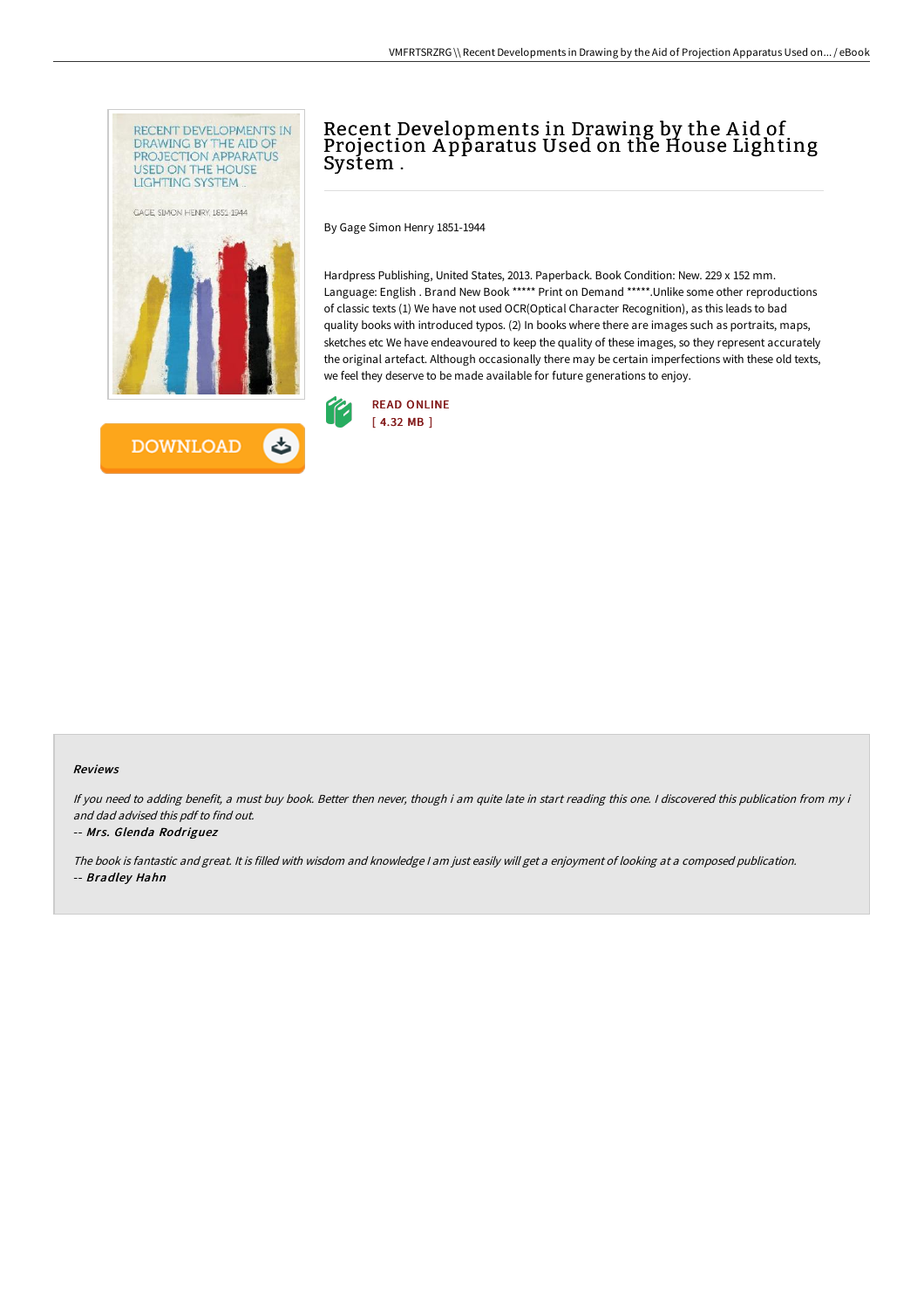# Recent Developments in Drawing by the Aid of Projection Apparatus Used on the House Lighting System .

By Gage Simon Henry 1851-1944

Hardpress Publishing, United States, 2013. Paperback. Book Condition: New. 229 x 152 mm. Language: English . Brand New Book ***** Print on Demand *****.Unlike some other reproductions of classic texts (1) We have not used OCR(Optical Character Recognition), as this leads to bad quality books with introduced typos. (2) In books where there are images such as portraits, maps, sketches etc We have endeavoured to keep the quality of these images, so they represent accurately the original artefact. Although occasionally there may be certain imperfections with these old texts, we feel they deserve to be made available for future generations to enjoy.

READ ONLINE
[ 4.32 MB ]

DOWNLOAD

### Reviews

*If you need to adding benefit, a must buy book. Better then never, though i am quite late in start reading this one. I discovered this publication from my i and dad advised this pdf to find out.*

-- ***Mrs. Glenda Rodriguez***

*The book is fantastic and great. It is filled with wisdom and knowledge I am just easily will get a enjoyment of looking at a composed publication.*

-- ***Bradley Hahn***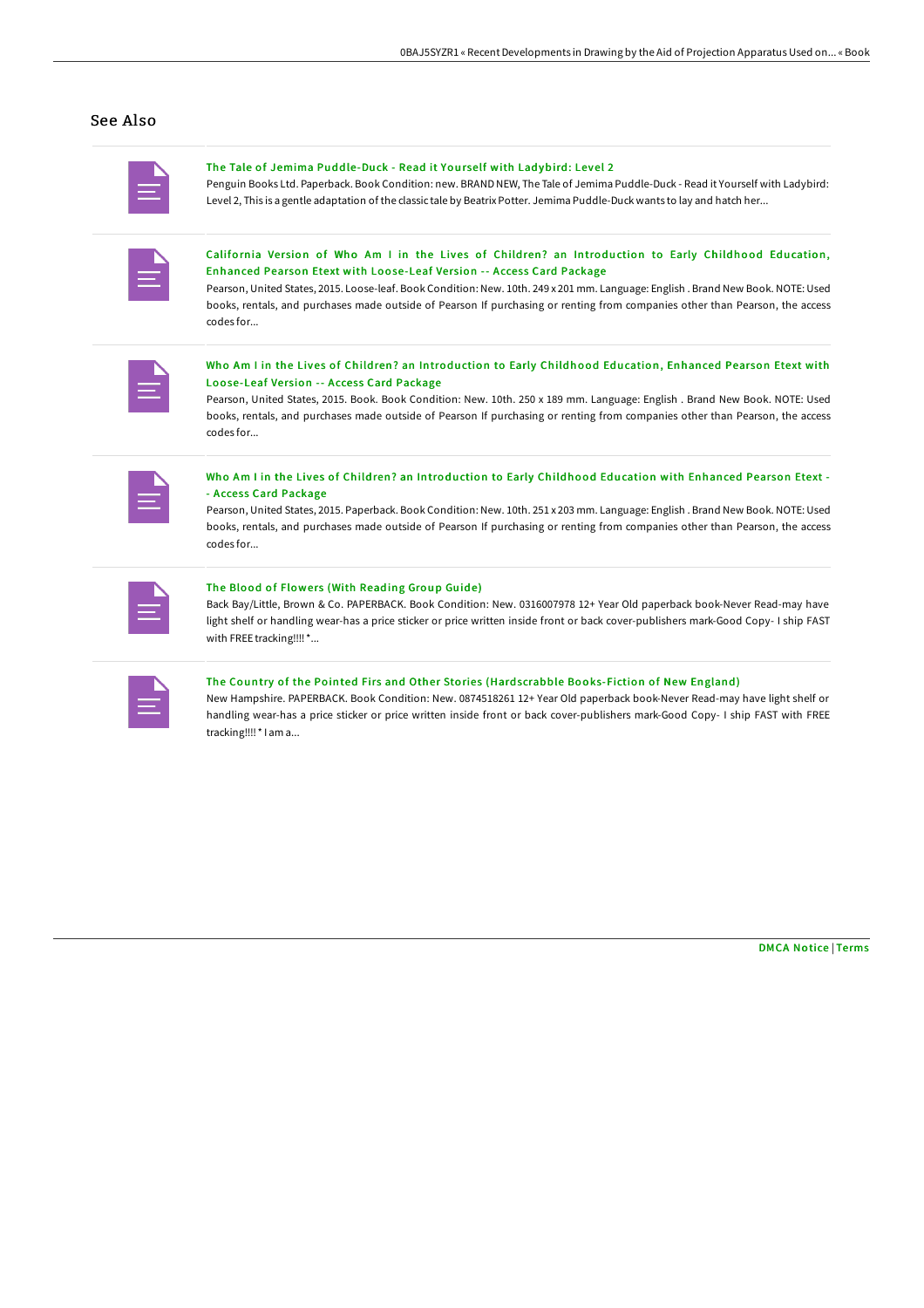## See Also

### The Tale of Jemima Puddle-Duck - Read it Yourself with Ladybird: Level 2

Penguin Books Ltd. Paperback. Book Condition: new. BRAND NEW, The Tale of Jemima Puddle-Duck - Read it Yourself with Ladybird: Level 2, This is a gentle adaptation of the classic tale by Beatrix Potter. Jemima Puddle-Duck wants to lay and hatch her...

### California Version of Who Am I in the Lives of Children? an Introduction to Early Childhood Education, Enhanced Pearson Etext with Loose-Leaf Version -- Access Card Package

Pearson, United States, 2015. Loose-leaf. Book Condition: New. 10th. 249 x 201 mm. Language: English . Brand New Book. NOTE: Used books, rentals, and purchases made outside of Pearson If purchasing or renting from companies other than Pearson, the access codes for...

### Who Am I in the Lives of Children? an Introduction to Early Childhood Education, Enhanced Pearson Etext with Loose-Leaf Version -- Access Card Package

Pearson, United States, 2015. Book. Book Condition: New. 10th. 250 x 189 mm. Language: English . Brand New Book. NOTE: Used books, rentals, and purchases made outside of Pearson If purchasing or renting from companies other than Pearson, the access codes for...

### Who Am I in the Lives of Children? an Introduction to Early Childhood Education with Enhanced Pearson Etext -- Access Card Package

Pearson, United States, 2015. Paperback. Book Condition: New. 10th. 251 x 203 mm. Language: English . Brand New Book. NOTE: Used books, rentals, and purchases made outside of Pearson If purchasing or renting from companies other than Pearson, the access codes for...

### The Blood of Flowers (With Reading Group Guide)

Back Bay/Little, Brown & Co. PAPERBACK. Book Condition: New. 0316007978 12+ Year Old paperback book-Never Read-may have light shelf or handling wear-has a price sticker or price written inside front or back cover-publishers mark-Good Copy- I ship FAST with FREE tracking!!!! *...

### The Country of the Pointed Firs and Other Stories (Hardscrabble Books-Fiction of New England)

New Hampshire. PAPERBACK. Book Condition: New. 0874518261 12+ Year Old paperback book-Never Read-may have light shelf or handling wear-has a price sticker or price written inside front or back cover-publishers mark-Good Copy- I ship FAST with FREE tracking!!!! * I am a...

DMCA Notice | Terms